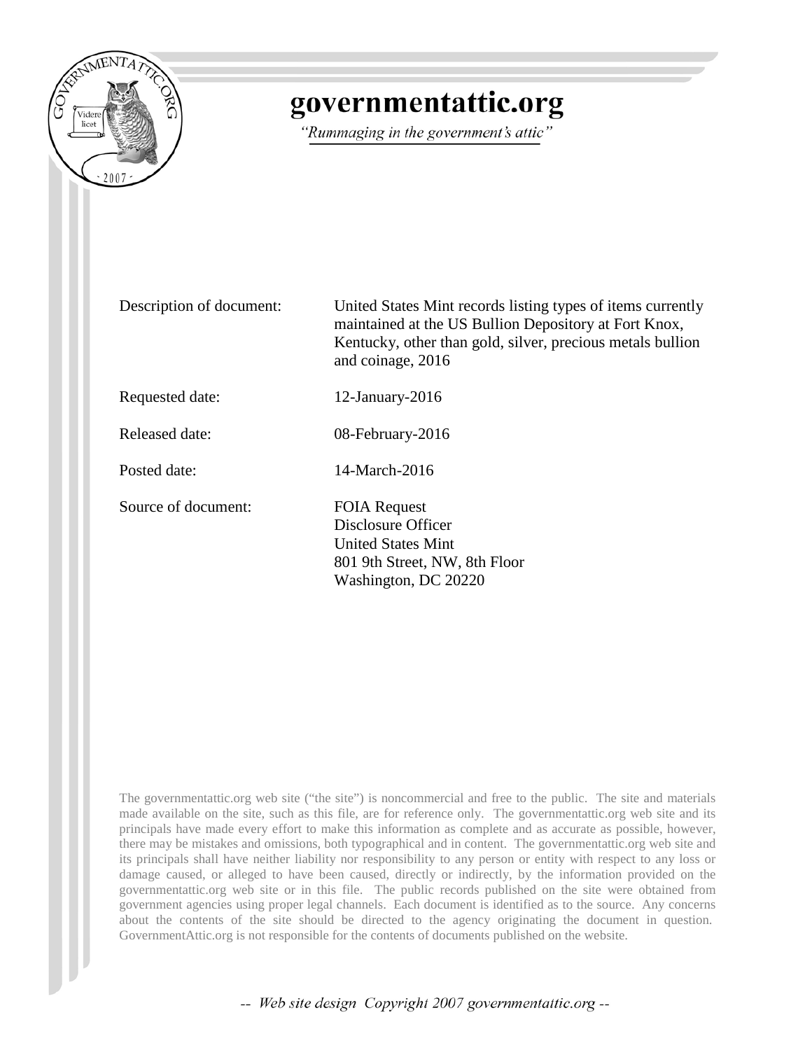# governmentattic.org

*"Rummaging in the government's attic"*

| | |
|---|---|
| Description of document: | United States Mint records listing types of items currently maintained at the US Bullion Depository at Fort Knox, Kentucky, other than gold, silver, precious metals bullion and coinage, 2016 |
| Requested date: | 12-January-2016 |
| Released date: | 08-February-2016 |
| Posted date: | 14-March-2016 |
| Source of document: | FOIA Request<br>Disclosure Officer<br>United States Mint<br>801 9th Street, NW, 8th Floor<br>Washington, DC 20220 |

The governmentattic.org web site ("the site") is noncommercial and free to the public. The site and materials made available on the site, such as this file, are for reference only. The governmentattic.org web site and its principals have made every effort to make this information as complete and as accurate as possible, however, there may be mistakes and omissions, both typographical and in content. The governmentattic.org web site and its principals shall have neither liability nor responsibility to any person or entity with respect to any loss or damage caused, or alleged to have been caused, directly or indirectly, by the information provided on the governmentattic.org web site or in this file. The public records published on the site were obtained from government agencies using proper legal channels. Each document is identified as to the source. Any concerns about the contents of the site should be directed to the agency originating the document in question. GovernmentAttic.org is not responsible for the contents of documents published on the website.

-- *Web site design Copyright 2007 governmentattic.org* --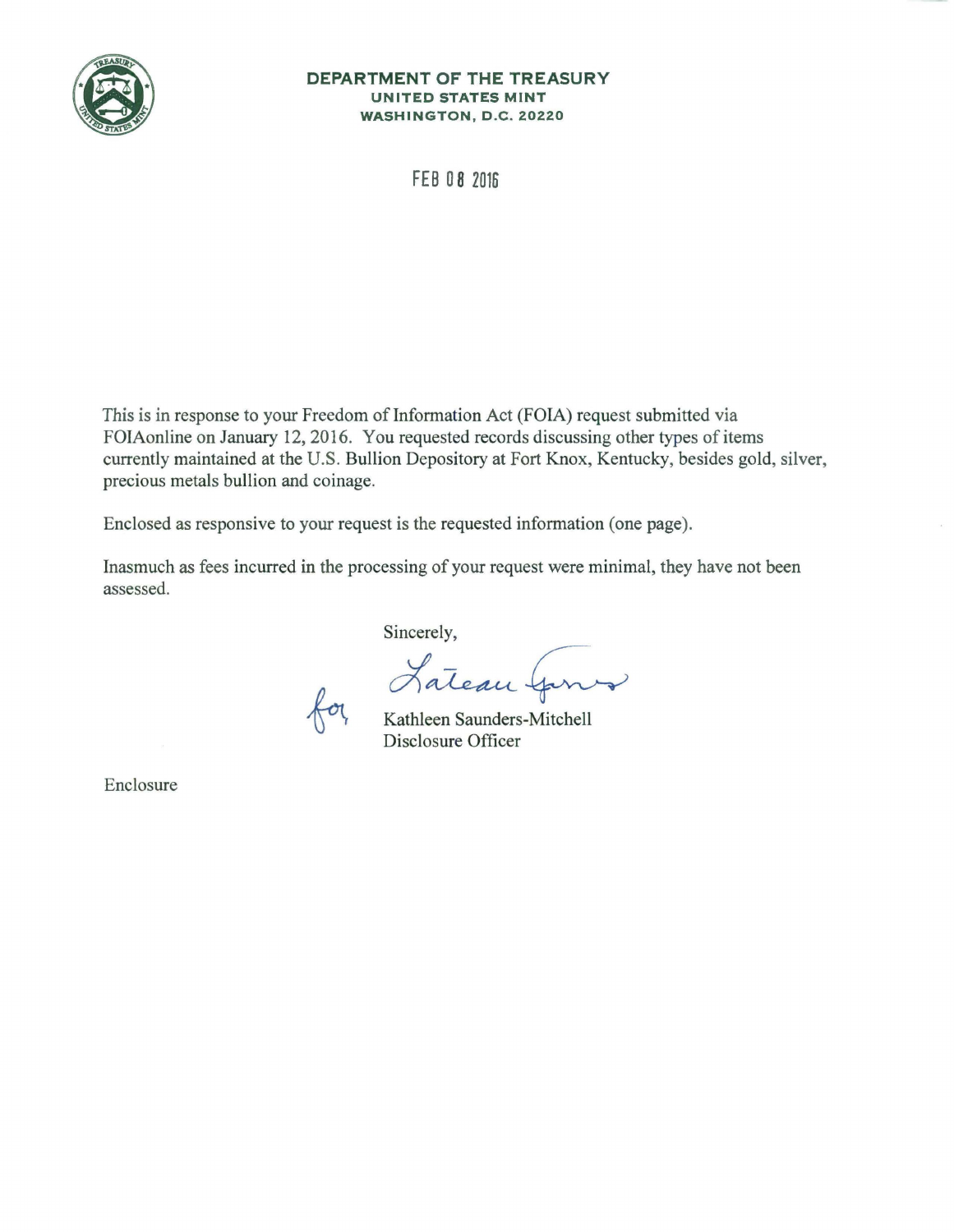**DEPARTMENT OF THE TREASURY**
**UNITED STATES MINT**
**WASHINGTON, D.C. 20220**

FEB 08 2016

This is in response to your Freedom of Information Act (FOIA) request submitted via FOIAonline on January 12, 2016. You requested records discussing other types of items currently maintained at the U.S. Bullion Depository at Fort Knox, Kentucky, besides gold, silver, precious metals bullion and coinage.

Enclosed as responsive to your request is the requested information (one page).

Inasmuch as fees incurred in the processing of your request were minimal, they have not been assessed.

Sincerely,

for Lateau Garner

Kathleen Saunders-Mitchell
Disclosure Officer

Enclosure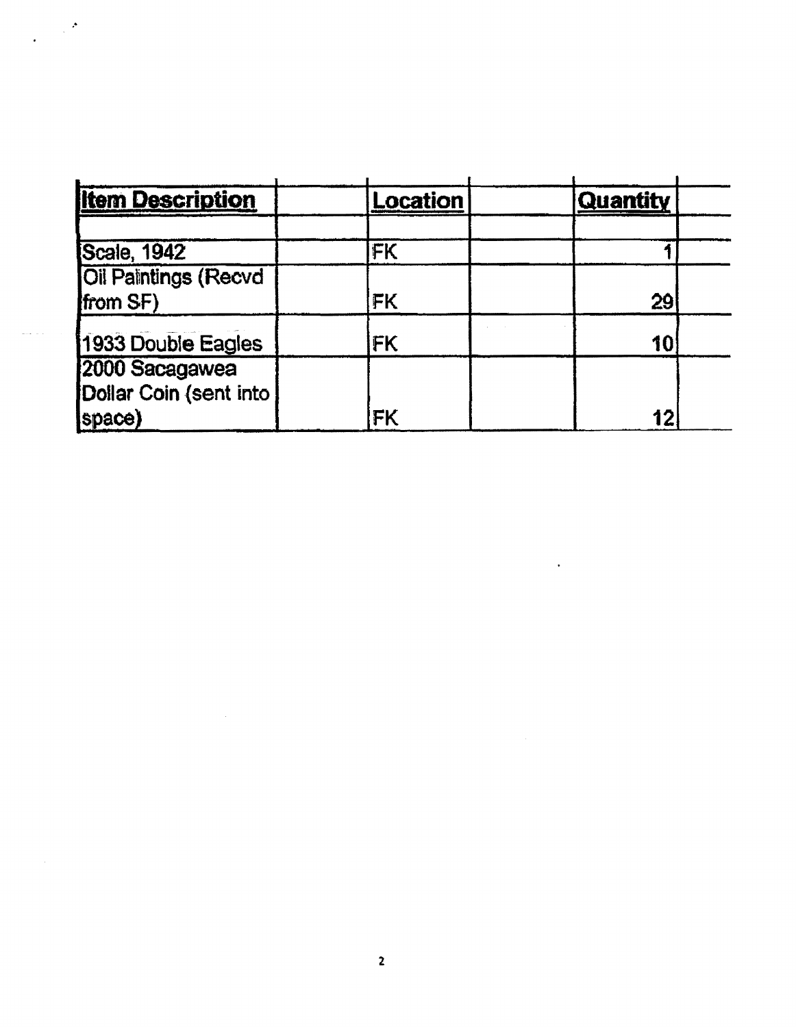| Item Description | | Location | | Quantity | |
|---|---|---|---|---|---|
| | | | | | |
| Scale, 1942 | | FK | | 1 | |
| Oil Paintings (Recvd from SF) | | FK | | 29 | |
| 1933 Double Eagles | | FK | | 10 | |
| 2000 Sacagawea Dollar Coin (sent into space) | | FK | | 12 | |